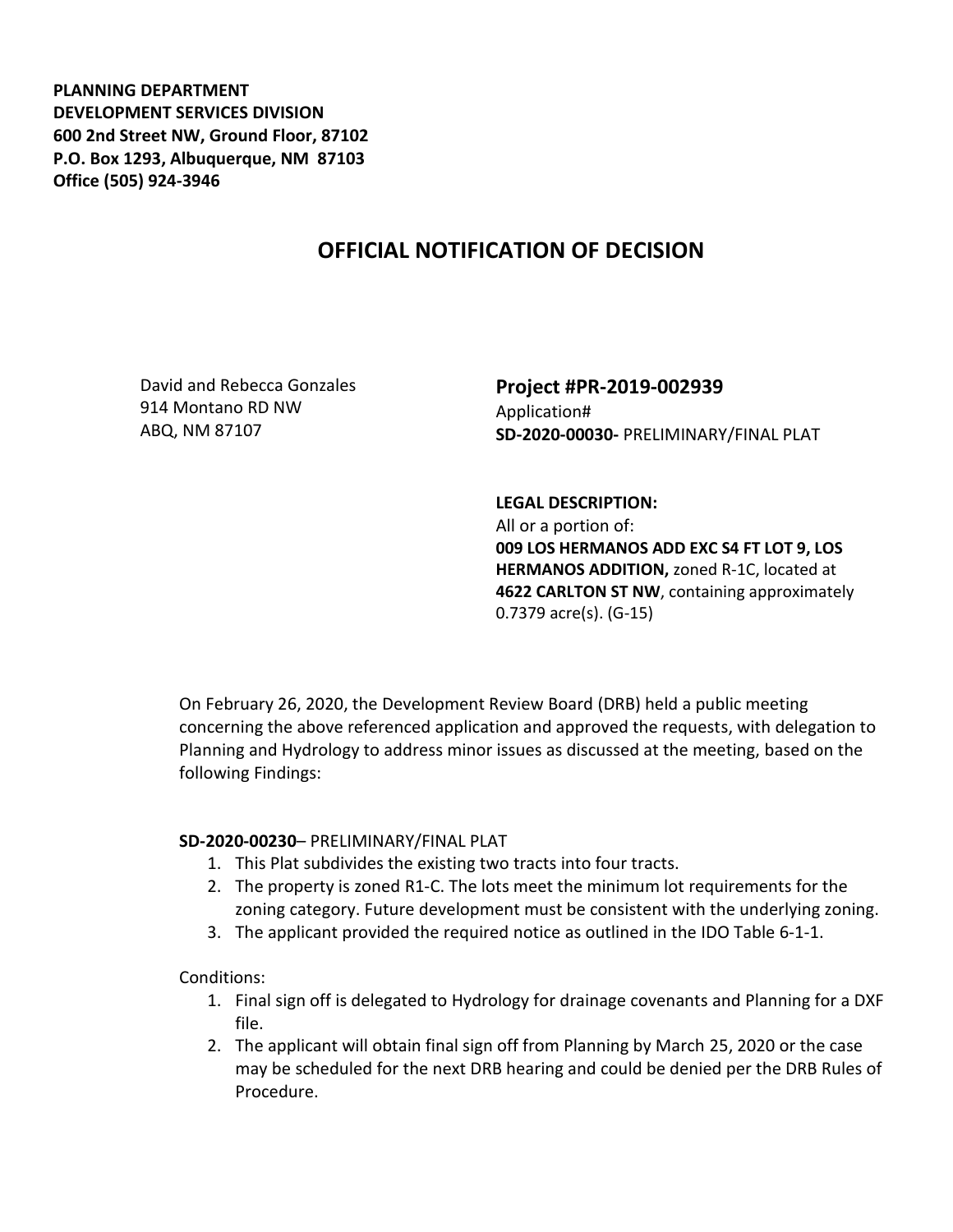**PLANNING DEPARTMENT**
**DEVELOPMENT SERVICES DIVISION**
**600 2nd Street NW, Ground Floor, 87102**
**P.O. Box 1293, Albuquerque, NM 87103**
**Office (505) 924-3946**

# OFFICIAL NOTIFICATION OF DECISION

David and Rebecca Gonzales
914 Montano RD NW
ABQ, NM 87107

## Project #PR-2019-002939

Application#
**SD-2020-00030-** PRELIMINARY/FINAL PLAT

**LEGAL DESCRIPTION:**
All or a portion of:
**009 LOS HERMANOS ADD EXC S4 FT LOT 9, LOS HERMANOS ADDITION,** zoned R-1C, located at **4622 CARLTON ST NW**, containing approximately 0.7379 acre(s). (G-15)

On February 26, 2020, the Development Review Board (DRB) held a public meeting concerning the above referenced application and approved the requests, with delegation to Planning and Hydrology to address minor issues as discussed at the meeting, based on the following Findings:

**SD-2020-00230**– PRELIMINARY/FINAL PLAT

1. This Plat subdivides the existing two tracts into four tracts.
2. The property is zoned R1-C. The lots meet the minimum lot requirements for the zoning category. Future development must be consistent with the underlying zoning.
3. The applicant provided the required notice as outlined in the IDO Table 6-1-1.

Conditions:

1. Final sign off is delegated to Hydrology for drainage covenants and Planning for a DXF file.
2. The applicant will obtain final sign off from Planning by March 25, 2020 or the case may be scheduled for the next DRB hearing and could be denied per the DRB Rules of Procedure.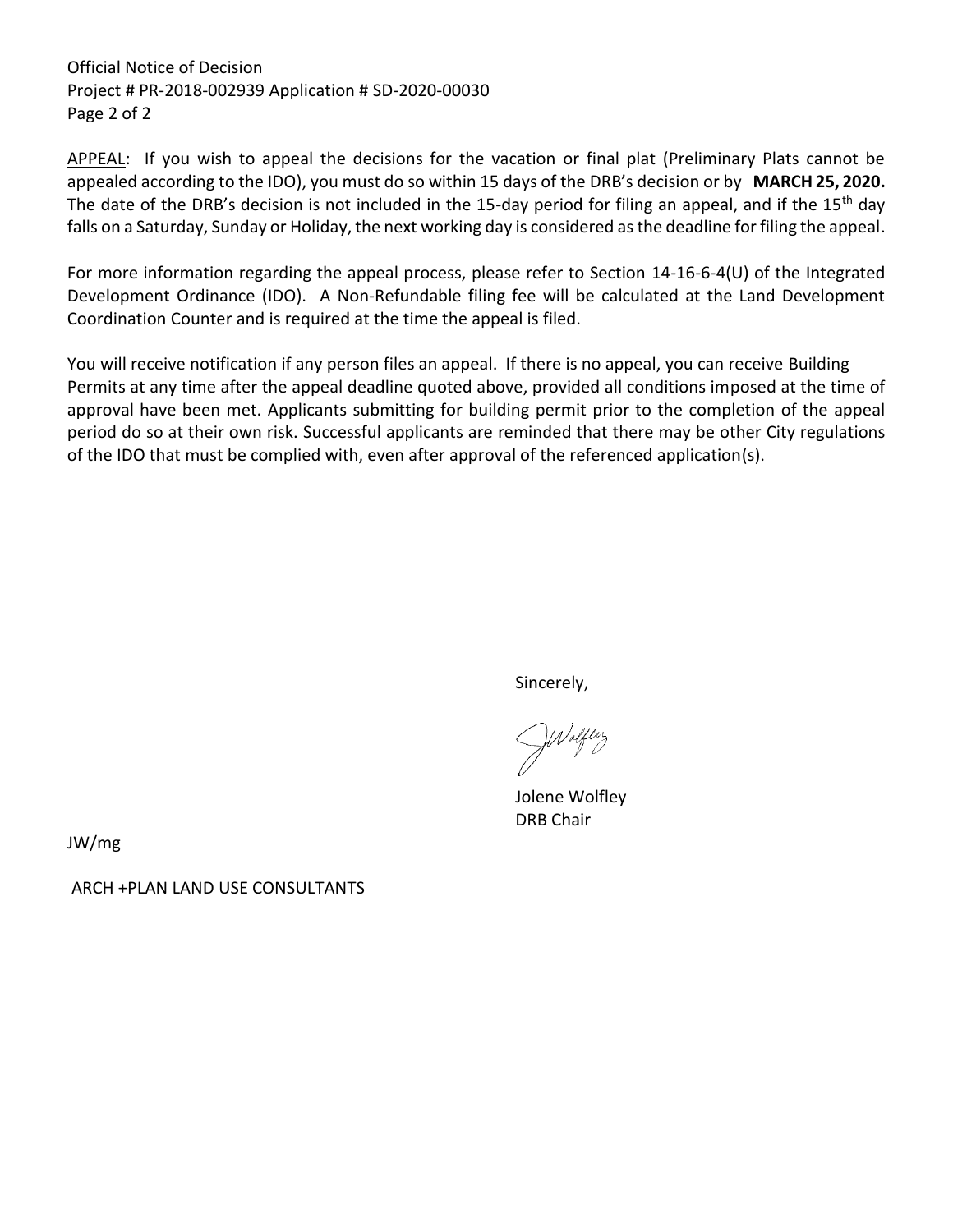<u>APPEAL</u>: If you wish to appeal the decisions for the vacation or final plat (Preliminary Plats cannot be appealed according to the IDO), you must do so within 15 days of the DRB's decision or by **MARCH 25, 2020.** The date of the DRB's decision is not included in the 15-day period for filing an appeal, and if the 15th day falls on a Saturday, Sunday or Holiday, the next working day is considered as the deadline for filing the appeal.

For more information regarding the appeal process, please refer to Section 14-16-6-4(U) of the Integrated Development Ordinance (IDO). A Non-Refundable filing fee will be calculated at the Land Development Coordination Counter and is required at the time the appeal is filed.

You will receive notification if any person files an appeal. If there is no appeal, you can receive Building Permits at any time after the appeal deadline quoted above, provided all conditions imposed at the time of approval have been met. Applicants submitting for building permit prior to the completion of the appeal period do so at their own risk. Successful applicants are reminded that there may be other City regulations of the IDO that must be complied with, even after approval of the referenced application(s).

Sincerely,

Jolene Wolfley
DRB Chair

JW/mg

ARCH +PLAN LAND USE CONSULTANTS